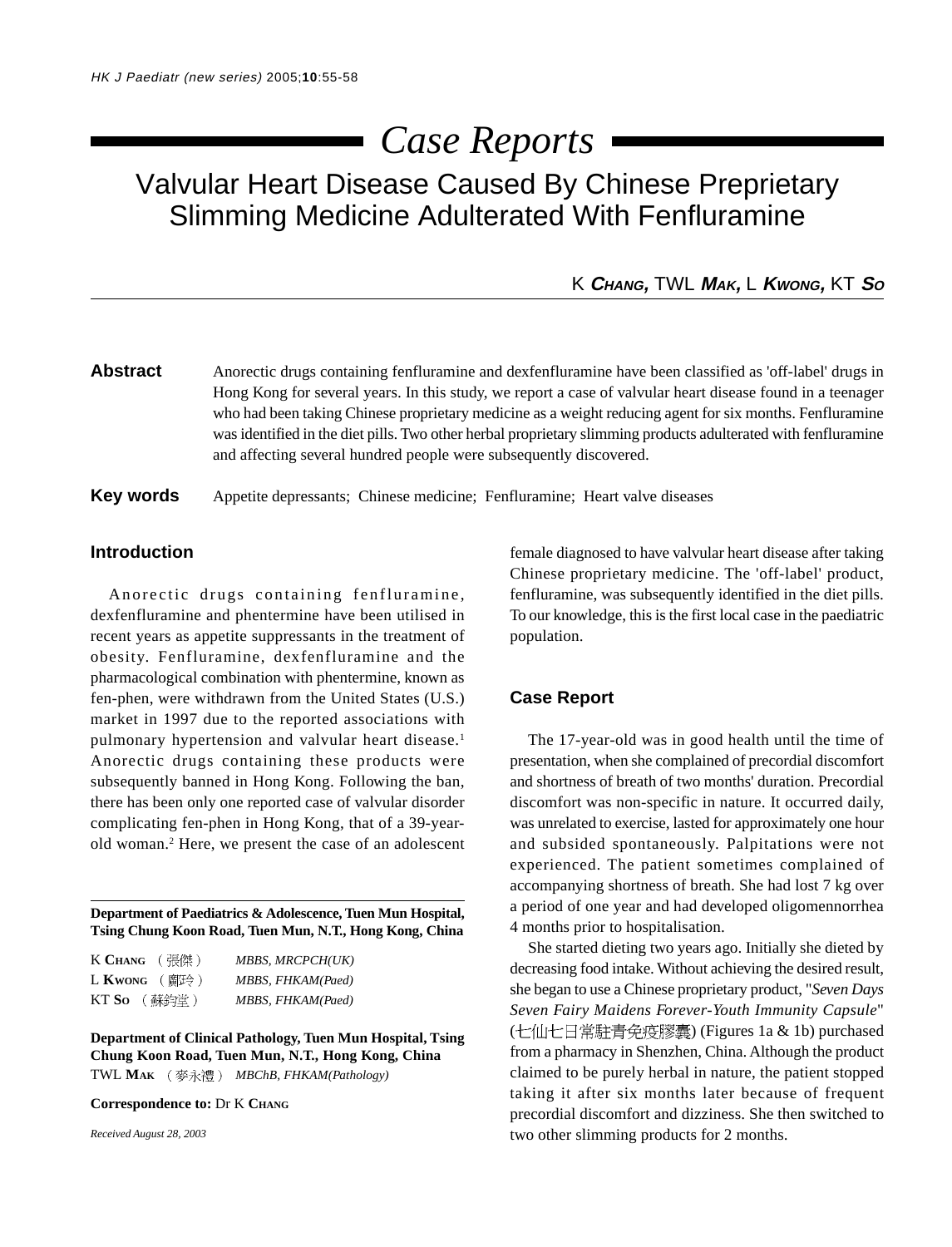*Case Reports*

# Valvular Heart Disease Caused By Chinese Preprietary Slimming Medicine Adulterated With Fenfluramine

K **CHANG**, TWL **MAK**, L **KWONG**, KT **SO**

**Abstract** Anorectic drugs containing fenfluramine and dexfenfluramine have been classified as 'off-label' drugs in Hong Kong for several years. In this study, we report a case of valvular heart disease found in a teenager who had been taking Chinese proprietary medicine as a weight reducing agent for six months. Fenfluramine was identified in the diet pills. Two other herbal proprietary slimming products adulterated with fenfluramine and affecting several hundred people were subsequently discovered.

**Key words** Appetite depressants; Chinese medicine; Fenfluramine; Heart valve diseases

## Introduction

Anorectic drugs containing fenfluramine, dexfenfluramine and phentermine have been utilised in recent years as appetite suppressants in the treatment of obesity. Fenfluramine, dexfenfluramine and the pharmacological combination with phentermine, known as fen-phen, were withdrawn from the United States (U.S.) market in 1997 due to the reported associations with pulmonary hypertension and valvular heart disease.[1] Anorectic drugs containing these products were subsequently banned in Hong Kong. Following the ban, there has been only one reported case of valvular disorder complicating fen-phen in Hong Kong, that of a 39-year-old woman.[2] Here, we present the case of an adolescent female diagnosed to have valvular heart disease after taking Chinese proprietary medicine. The 'off-label' product, fenfluramine, was subsequently identified in the diet pills. To our knowledge, this is the first local case in the paediatric population.

**Department of Paediatrics & Adolescence, Tuen Mun Hospital, Tsing Chung Koon Road, Tuen Mun, N.T., Hong Kong, China**

K **CHANG** （張傑） *MBBS, MRCPCH(UK)*
L **KWONG** （鄺玲） *MBBS, FHKAM(Paed)*
KT **SO** （蘇鈞堂） *MBBS, FHKAM(Paed)*

**Department of Clinical Pathology, Tuen Mun Hospital, Tsing Chung Koon Road, Tuen Mun, N.T., Hong Kong, China**
TWL **MAK** （麥永禮） *MBChB, FHKAM(Pathology)*

**Correspondence to:** Dr K **CHANG**

*Received August 28, 2003*

## Case Report

The 17-year-old was in good health until the time of presentation, when she complained of precordial discomfort and shortness of breath of two months' duration. Precordial discomfort was non-specific in nature. It occurred daily, was unrelated to exercise, lasted for approximately one hour and subsided spontaneously. Palpitations were not experienced. The patient sometimes complained of accompanying shortness of breath. She had lost 7 kg over a period of one year and had developed oligomennorrhea 4 months prior to hospitalisation.

She started dieting two years ago. Initially she dieted by decreasing food intake. Without achieving the desired result, she began to use a Chinese proprietary product, "*Seven Days Seven Fairy Maidens Forever-Youth Immunity Capsule*" (七仙七日常駐青免疫膠囊) (Figures 1a & 1b) purchased from a pharmacy in Shenzhen, China. Although the product claimed to be purely herbal in nature, the patient stopped taking it after six months later because of frequent precordial discomfort and dizziness. She then switched to two other slimming products for 2 months.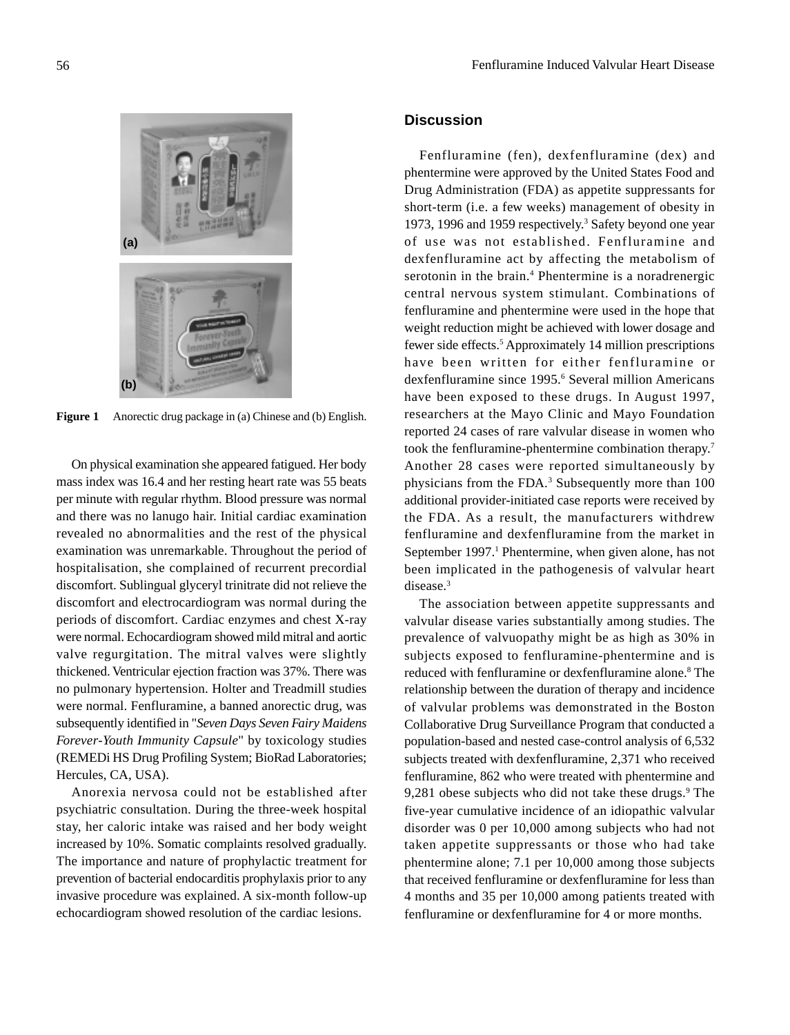Figure 1 Anorectic drug package in (a) Chinese and (b) English.

On physical examination she appeared fatigued. Her body mass index was 16.4 and her resting heart rate was 55 beats per minute with regular rhythm. Blood pressure was normal and there was no lanugo hair. Initial cardiac examination revealed no abnormalities and the rest of the physical examination was unremarkable. Throughout the period of hospitalisation, she complained of recurrent precordial discomfort. Sublingual glyceryl trinitrate did not relieve the discomfort and electrocardiogram was normal during the periods of discomfort. Cardiac enzymes and chest X-ray were normal. Echocardiogram showed mild mitral and aortic valve regurgitation. The mitral valves were slightly thickened. Ventricular ejection fraction was 37%. There was no pulmonary hypertension. Holter and Treadmill studies were normal. Fenfluramine, a banned anorectic drug, was subsequently identified in "*Seven Days Seven Fairy Maidens Forever-Youth Immunity Capsule*" by toxicology studies (REMEDi HS Drug Profiling System; BioRad Laboratories; Hercules, CA, USA).

Anorexia nervosa could not be established after psychiatric consultation. During the three-week hospital stay, her caloric intake was raised and her body weight increased by 10%. Somatic complaints resolved gradually. The importance and nature of prophylactic treatment for prevention of bacterial endocarditis prophylaxis prior to any invasive procedure was explained. A six-month follow-up echocardiogram showed resolution of the cardiac lesions.

## Discussion

Fenfluramine (fen), dexfenfluramine (dex) and phentermine were approved by the United States Food and Drug Administration (FDA) as appetite suppressants for short-term (i.e. a few weeks) management of obesity in 1973, 1996 and 1959 respectively.[3] Safety beyond one year of use was not established. Fenfluramine and dexfenfluramine act by affecting the metabolism of serotonin in the brain.[4] Phentermine is a noradrenergic central nervous system stimulant. Combinations of fenfluramine and phentermine were used in the hope that weight reduction might be achieved with lower dosage and fewer side effects.[5] Approximately 14 million prescriptions have been written for either fenfluramine or dexfenfluramine since 1995.[6] Several million Americans have been exposed to these drugs. In August 1997, researchers at the Mayo Clinic and Mayo Foundation reported 24 cases of rare valvular disease in women who took the fenfluramine-phentermine combination therapy.[7] Another 28 cases were reported simultaneously by physicians from the FDA.[3] Subsequently more than 100 additional provider-initiated case reports were received by the FDA. As a result, the manufacturers withdrew fenfluramine and dexfenfluramine from the market in September 1997.[1] Phentermine, when given alone, has not been implicated in the pathogenesis of valvular heart disease.[3]

The association between appetite suppressants and valvular disease varies substantially among studies. The prevalence of valvuopathy might be as high as 30% in subjects exposed to fenfluramine-phentermine and is reduced with fenfluramine or dexfenfluramine alone.[8] The relationship between the duration of therapy and incidence of valvular problems was demonstrated in the Boston Collaborative Drug Surveillance Program that conducted a population-based and nested case-control analysis of 6,532 subjects treated with dexfenfluramine, 2,371 who received fenfluramine, 862 who were treated with phentermine and 9,281 obese subjects who did not take these drugs.[9] The five-year cumulative incidence of an idiopathic valvular disorder was 0 per 10,000 among subjects who had not taken appetite suppressants or those who had take phentermine alone; 7.1 per 10,000 among those subjects that received fenfluramine or dexfenfluramine for less than 4 months and 35 per 10,000 among patients treated with fenfluramine or dexfenfluramine for 4 or more months.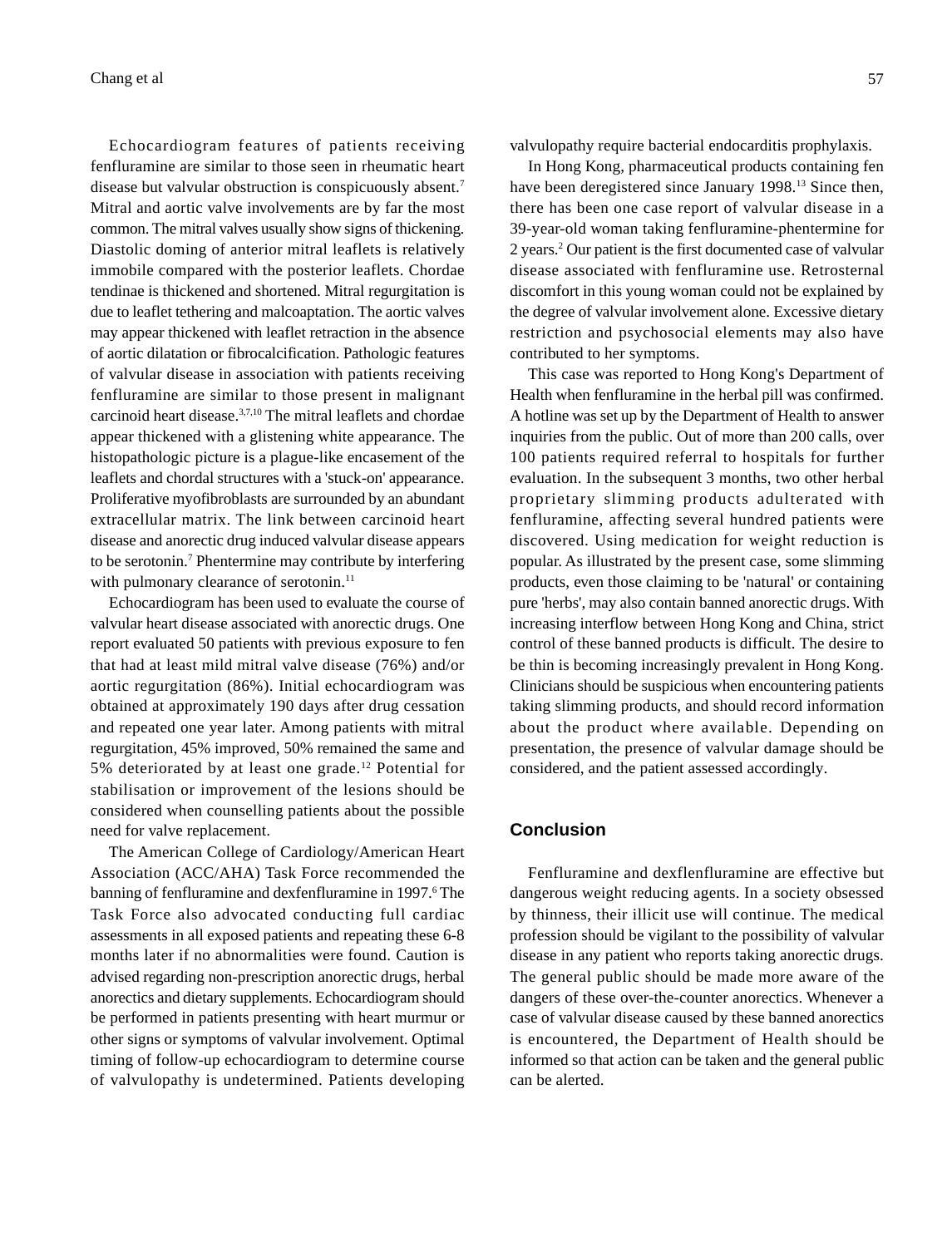Echocardiogram features of patients receiving fenfluramine are similar to those seen in rheumatic heart disease but valvular obstruction is conspicuously absent.[7] Mitral and aortic valve involvements are by far the most common. The mitral valves usually show signs of thickening. Diastolic doming of anterior mitral leaflets is relatively immobile compared with the posterior leaflets. Chordae tendinae is thickened and shortened. Mitral regurgitation is due to leaflet tethering and malcoaptation. The aortic valves may appear thickened with leaflet retraction in the absence of aortic dilatation or fibrocalcification. Pathologic features of valvular disease in association with patients receiving fenfluramine are similar to those present in malignant carcinoid heart disease.[3,7,10] The mitral leaflets and chordae appear thickened with a glistening white appearance. The histopathologic picture is a plague-like encasement of the leaflets and chordal structures with a 'stuck-on' appearance. Proliferative myofibroblasts are surrounded by an abundant extracellular matrix. The link between carcinoid heart disease and anorectic drug induced valvular disease appears to be serotonin.[7] Phentermine may contribute by interfering with pulmonary clearance of serotonin.[11]

Echocardiogram has been used to evaluate the course of valvular heart disease associated with anorectic drugs. One report evaluated 50 patients with previous exposure to fen that had at least mild mitral valve disease (76%) and/or aortic regurgitation (86%). Initial echocardiogram was obtained at approximately 190 days after drug cessation and repeated one year later. Among patients with mitral regurgitation, 45% improved, 50% remained the same and 5% deteriorated by at least one grade.[12] Potential for stabilisation or improvement of the lesions should be considered when counselling patients about the possible need for valve replacement.

The American College of Cardiology/American Heart Association (ACC/AHA) Task Force recommended the banning of fenfluramine and dexfenfluramine in 1997.[6] The Task Force also advocated conducting full cardiac assessments in all exposed patients and repeating these 6-8 months later if no abnormalities were found. Caution is advised regarding non-prescription anorectic drugs, herbal anorectics and dietary supplements. Echocardiogram should be performed in patients presenting with heart murmur or other signs or symptoms of valvular involvement. Optimal timing of follow-up echocardiogram to determine course of valvulopathy is undetermined. Patients developing valvulopathy require bacterial endocarditis prophylaxis.

In Hong Kong, pharmaceutical products containing fen have been deregistered since January 1998.[13] Since then, there has been one case report of valvular disease in a 39-year-old woman taking fenfluramine-phentermine for 2 years.[2] Our patient is the first documented case of valvular disease associated with fenfluramine use. Retrosternal discomfort in this young woman could not be explained by the degree of valvular involvement alone. Excessive dietary restriction and psychosocial elements may also have contributed to her symptoms.

This case was reported to Hong Kong's Department of Health when fenfluramine in the herbal pill was confirmed. A hotline was set up by the Department of Health to answer inquiries from the public. Out of more than 200 calls, over 100 patients required referral to hospitals for further evaluation. In the subsequent 3 months, two other herbal proprietary slimming products adulterated with fenfluramine, affecting several hundred patients were discovered. Using medication for weight reduction is popular. As illustrated by the present case, some slimming products, even those claiming to be 'natural' or containing pure 'herbs', may also contain banned anorectic drugs. With increasing interflow between Hong Kong and China, strict control of these banned products is difficult. The desire to be thin is becoming increasingly prevalent in Hong Kong. Clinicians should be suspicious when encountering patients taking slimming products, and should record information about the product where available. Depending on presentation, the presence of valvular damage should be considered, and the patient assessed accordingly.

## Conclusion

Fenfluramine and dexflenfluramine are effective but dangerous weight reducing agents. In a society obsessed by thinness, their illicit use will continue. The medical profession should be vigilant to the possibility of valvular disease in any patient who reports taking anorectic drugs. The general public should be made more aware of the dangers of these over-the-counter anorectics. Whenever a case of valvular disease caused by these banned anorectics is encountered, the Department of Health should be informed so that action can be taken and the general public can be alerted.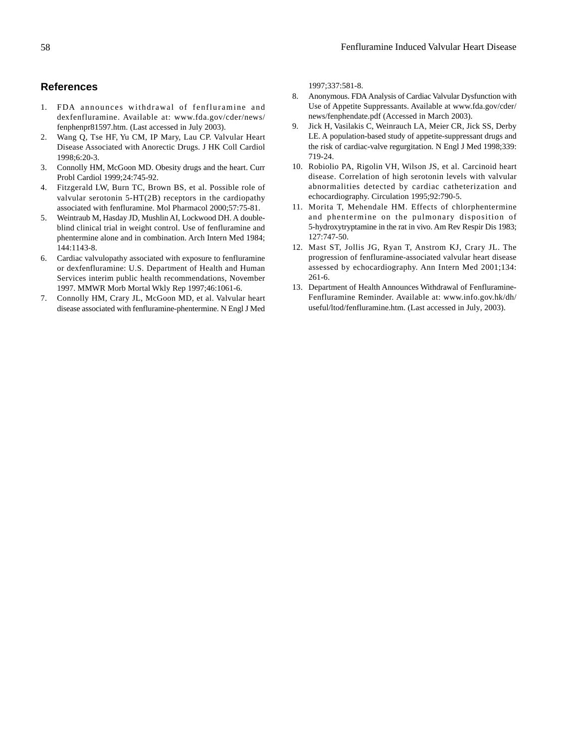## References

1. FDA announces withdrawal of fenfluramine and dexfenfluramine. Available at: www.fda.gov/cder/news/fenphenpr81597.htm. (Last accessed in July 2003).
2. Wang Q, Tse HF, Yu CM, IP Mary, Lau CP. Valvular Heart Disease Associated with Anorectic Drugs. J HK Coll Cardiol 1998;6:20-3.
3. Connolly HM, McGoon MD. Obesity drugs and the heart. Curr Probl Cardiol 1999;24:745-92.
4. Fitzgerald LW, Burn TC, Brown BS, et al. Possible role of valvular serotonin 5-HT(2B) receptors in the cardiopathy associated with fenfluramine. Mol Pharmacol 2000;57:75-81.
5. Weintraub M, Hasday JD, Mushlin AI, Lockwood DH. A double-blind clinical trial in weight control. Use of fenfluramine and phentermine alone and in combination. Arch Intern Med 1984; 144:1143-8.
6. Cardiac valvulopathy associated with exposure to fenfluramine or dexfenfluramine: U.S. Department of Health and Human Services interim public health recommendations, November 1997. MMWR Morb Mortal Wkly Rep 1997;46:1061-6.
7. Connolly HM, Crary JL, McGoon MD, et al. Valvular heart disease associated with fenfluramine-phentermine. N Engl J Med 1997;337:581-8.
8. Anonymous. FDA Analysis of Cardiac Valvular Dysfunction with Use of Appetite Suppressants. Available at www.fda.gov/cder/news/fenphendate.pdf (Accessed in March 2003).
9. Jick H, Vasilakis C, Weinrauch LA, Meier CR, Jick SS, Derby LE. A population-based study of appetite-suppressant drugs and the risk of cardiac-valve regurgitation. N Engl J Med 1998;339: 719-24.
10. Robiolio PA, Rigolin VH, Wilson JS, et al. Carcinoid heart disease. Correlation of high serotonin levels with valvular abnormalities detected by cardiac catheterization and echocardiography. Circulation 1995;92:790-5.
11. Morita T, Mehendale HM. Effects of chlorphentermine and phentermine on the pulmonary disposition of 5-hydroxytryptamine in the rat in vivo. Am Rev Respir Dis 1983; 127:747-50.
12. Mast ST, Jollis JG, Ryan T, Anstrom KJ, Crary JL. The progression of fenfluramine-associated valvular heart disease assessed by echocardiography. Ann Intern Med 2001;134: 261-6.
13. Department of Health Announces Withdrawal of Fenfluramine-Fenfluramine Reminder. Available at: www.info.gov.hk/dh/useful/ltod/fenfluramine.htm. (Last accessed in July, 2003).